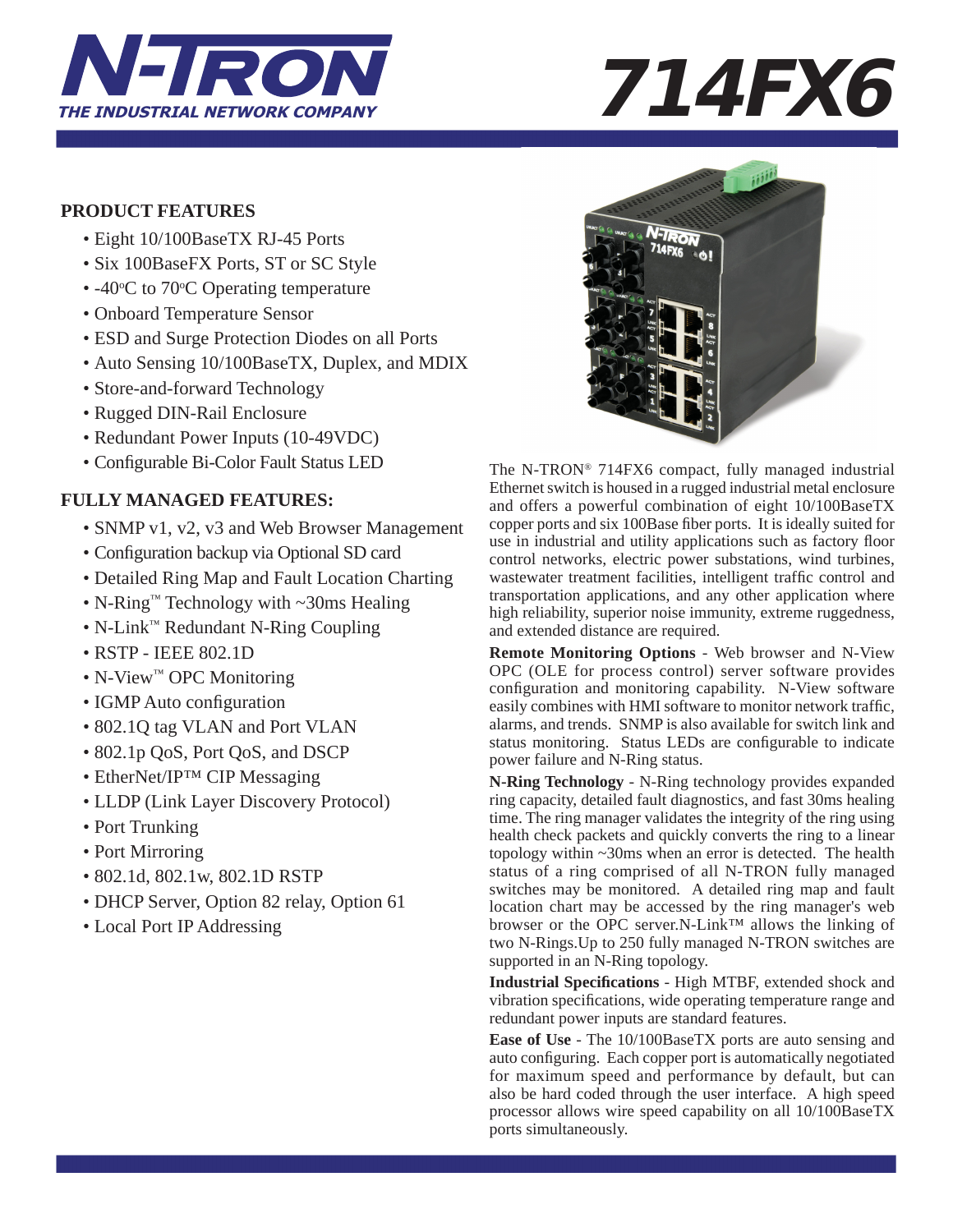# N-TRON

*THE INDUSTRIAL NETWORK COMPANY*

# 714FX6

## PRODUCT FEATURES

- Eight 10/100BaseTX RJ-45 Ports
- Six 100BaseFX Ports, ST or SC Style
- -40°C to 70°C Operating temperature
- Onboard Temperature Sensor
- ESD and Surge Protection Diodes on all Ports
- Auto Sensing 10/100BaseTX, Duplex, and MDIX
- Store-and-forward Technology
- Rugged DIN-Rail Enclosure
- Redundant Power Inputs (10-49VDC)
- Configurable Bi-Color Fault Status LED

## FULLY MANAGED FEATURES:

- SNMP v1, v2, v3 and Web Browser Management
- Configuration backup via Optional SD card
- Detailed Ring Map and Fault Location Charting
- N-Ring™ Technology with ~30ms Healing
- N-Link™ Redundant N-Ring Coupling
- RSTP - IEEE 802.1D
- N-View™ OPC Monitoring
- IGMP Auto configuration
- 802.1Q tag VLAN and Port VLAN
- 802.1p QoS, Port QoS, and DSCP
- EtherNet/IP™ CIP Messaging
- LLDP (Link Layer Discovery Protocol)
- Port Trunking
- Port Mirroring
- 802.1d, 802.1w, 802.1D RSTP
- DHCP Server, Option 82 relay, Option 61
- Local Port IP Addressing

The N-TRON® 714FX6 compact, fully managed industrial Ethernet switch is housed in a rugged industrial metal enclosure and offers a powerful combination of eight 10/100BaseTX copper ports and six 100Base fiber ports. It is ideally suited for use in industrial and utility applications such as factory floor control networks, electric power substations, wind turbines, wastewater treatment facilities, intelligent traffic control and transportation applications, and any other application where high reliability, superior noise immunity, extreme ruggedness, and extended distance are required.

**Remote Monitoring Options** - Web browser and N-View OPC (OLE for process control) server software provides configuration and monitoring capability. N-View software easily combines with HMI software to monitor network traffic, alarms, and trends. SNMP is also available for switch link and status monitoring. Status LEDs are configurable to indicate power failure and N-Ring status.

**N-Ring Technology** - N-Ring technology provides expanded ring capacity, detailed fault diagnostics, and fast 30ms healing time. The ring manager validates the integrity of the ring using health check packets and quickly converts the ring to a linear topology within ~30ms when an error is detected. The health status of a ring comprised of all N-TRON fully managed switches may be monitored. A detailed ring map and fault location chart may be accessed by the ring manager's web browser or the OPC server.N-Link™ allows the linking of two N-Rings.Up to 250 fully managed N-TRON switches are supported in an N-Ring topology.

**Industrial Specifications** - High MTBF, extended shock and vibration specifications, wide operating temperature range and redundant power inputs are standard features.

**Ease of Use** - The 10/100BaseTX ports are auto sensing and auto configuring. Each copper port is automatically negotiated for maximum speed and performance by default, but can also be hard coded through the user interface. A high speed processor allows wire speed capability on all 10/100BaseTX ports simultaneously.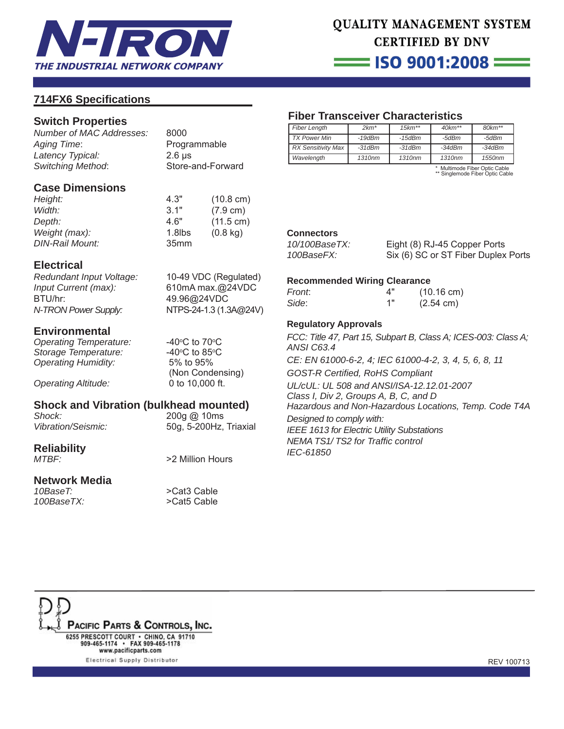## 714FX6 Specifications

### Switch Properties

| | |
|---|---|
| *Number of MAC Addresses:* | 8000 |
| *Aging Time:* | Programmable |
| *Latency Typical:* | 2.6 µs |
| *Switching Method:* | Store-and-Forward |

### Case Dimensions

| | | |
|---|---|---|
| *Height:* | 4.3" | (10.8 cm) |
| *Width:* | 3.1" | (7.9 cm) |
| *Depth:* | 4.6" | (11.5 cm) |
| *Weight (max):* | 1.8lbs | (0.8 kg) |
| *DIN-Rail Mount:* | 35mm | |

### Electrical

| | |
|---|---|
| *Redundant Input Voltage:* | 10-49 VDC (Regulated) |
| *Input Current (max):* | 610mA max.@24VDC |
| BTU/hr: | 49.96@24VDC |
| *N-TRON Power Supply:* | NTPS-24-1.3 (1.3A@24V) |

### Environmental

| | |
|---|---|
| *Operating Temperature:* | -40°C to 70°C |
| *Storage Temperature:* | -40°C to 85°C |
| *Operating Humidity:* | 5% to 95% (Non Condensing) |
| *Operating Altitude:* | 0 to 10,000 ft. |

### Shock and Vibration (bulkhead mounted)

| | |
|---|---|
| *Shock:* | 200g @ 10ms |
| *Vibration/Seismic:* | 50g, 5-200Hz, Triaxial |

### Reliability

| | |
|---|---|
| *MTBF:* | >2 Million Hours |

### Network Media

| | |
|---|---|
| *10BaseT:* | >Cat3 Cable |
| *100BaseTX:* | >Cat5 Cable |

### Fiber Transceiver Characteristics

| *Fiber Length* | *2km** | *15km*** | *40km*** | *80km*** |
|---|---|---|---|---|
| *TX Power Min* | *-19dBm* | *-15dBm* | *-5dBm* | *-5dBm* |
| *RX Sensitivity Max* | *-31dBm* | *-31dBm* | *-34dBm* | *-34dBm* |
| *Wavelength* | *1310nm* | *1310nm* | *1310nm* | *1550nm* |

\* Multimode Fiber Optic Cable
\*\* Singlemode Fiber Optic Cable

**Connectors**

| | |
|---|---|
| *10/100BaseTX:* | Eight (8) RJ-45 Copper Ports |
| *100BaseFX:* | Six (6) SC or ST Fiber Duplex Ports |

**Recommended Wiring Clearance**

| | | |
|---|---|---|
| *Front:* | 4" | (10.16 cm) |
| *Side:* | 1" | (2.54 cm) |

**Regulatory Approvals**

*FCC: Title 47, Part 15, Subpart B, Class A; ICES-003: Class A; ANSI C63.4*

*CE: EN 61000-6-2, 4; IEC 61000-4-2, 3, 4, 5, 6, 8, 11*

*GOST-R Certified, RoHS Compliant*

*UL/cUL: UL 508 and ANSI/ISA-12.12.01-2007*
*Class I, Div 2, Groups A, B, C, and D*
*Hazardous and Non-Hazardous Locations, Temp. Code T4A*

*Designed to comply with:*
*IEEE 1613 for Electric Utility Substations*
*NEMA TS1/ TS2 for Traffic control*
*IEC-61850*

PACIFIC PARTS & CONTROLS, INC.
6255 PRESCOTT COURT • CHINO, CA 91710
909-465-1174 • FAX 909-465-1178
www.pacificparts.com
Electrical Supply Distributor

REV 100713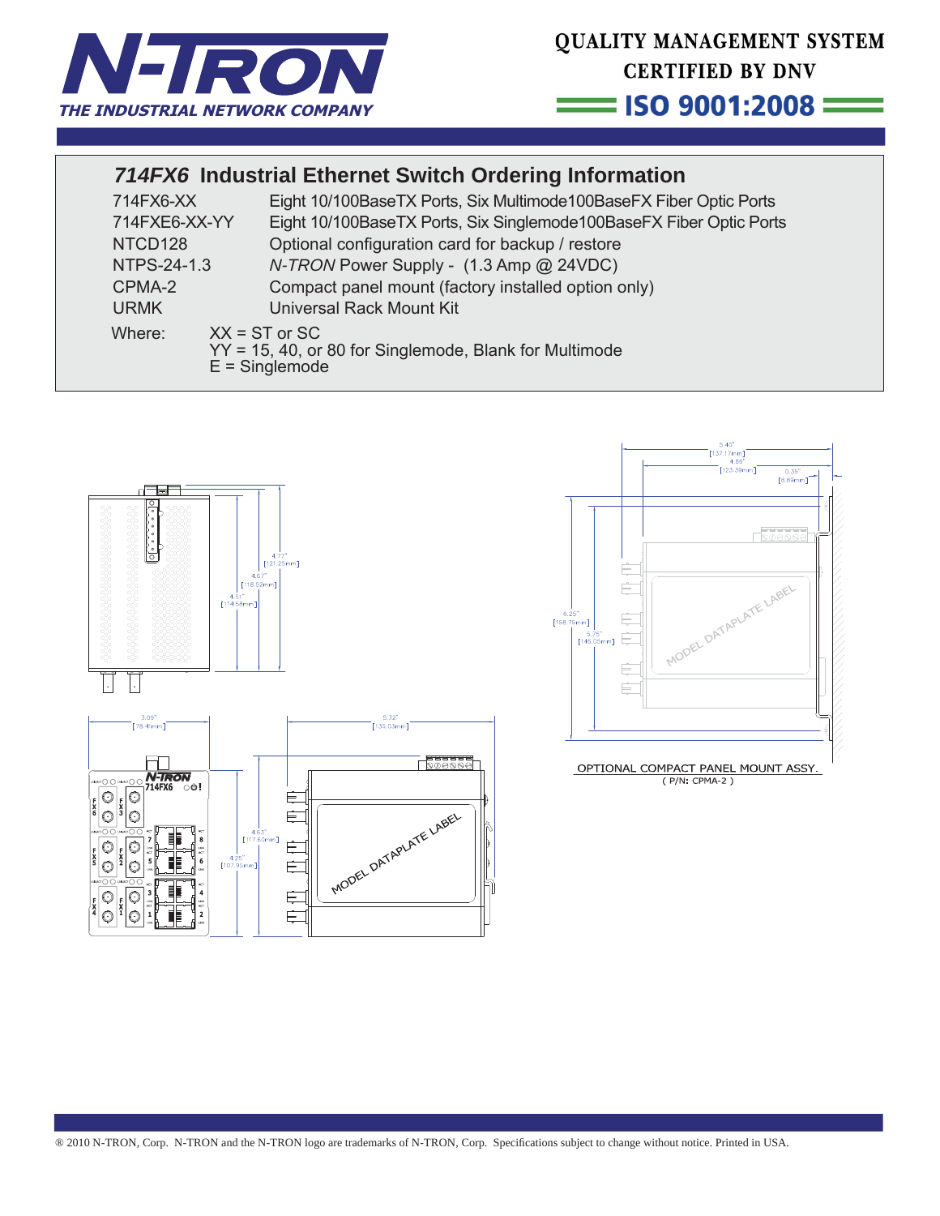## *714FX6* Industrial Ethernet Switch Ordering Information

| | |
|---|---|
| 714FX6-XX | Eight 10/100BaseTX Ports, Six Multimode100BaseFX Fiber Optic Ports |
| 714FXE6-XX-YY | Eight 10/100BaseTX Ports, Six Singlemode100BaseFX Fiber Optic Ports |
| NTCD128 | Optional configuration card for backup / restore |
| NTPS-24-1.3 | *N-TRON* Power Supply - (1.3 Amp @ 24VDC) |
| CPMA-2 | Compact panel mount (factory installed option only) |
| URMK | Universal Rack Mount Kit |

Where: XX = ST or SC
YY = 15, 40, or 80 for Singlemode, Blank for Multimode
E = Singlemode

4.77" [121.25mm]
4.67" [118.52mm]
4.51" [114.58mm]

3.09" [78.41mm]

5.32" [135.03mm]

4.63" [117.60mm]
4.25" [107.95mm]

MODEL DATAPLATE LABEL

5.40" [137.17mm]
4.86" [123.39mm]
0.35" [8.89mm]
6.25" [158.75mm]
5.75" [146.05mm]

MODEL DATAPLATE LABEL

OPTIONAL COMPACT PANEL MOUNT ASSY.
( P/N: CPMA-2 )

® 2010 N-TRON, Corp. N-TRON and the N-TRON logo are trademarks of N-TRON, Corp. Specifications subject to change without notice. Printed in USA.